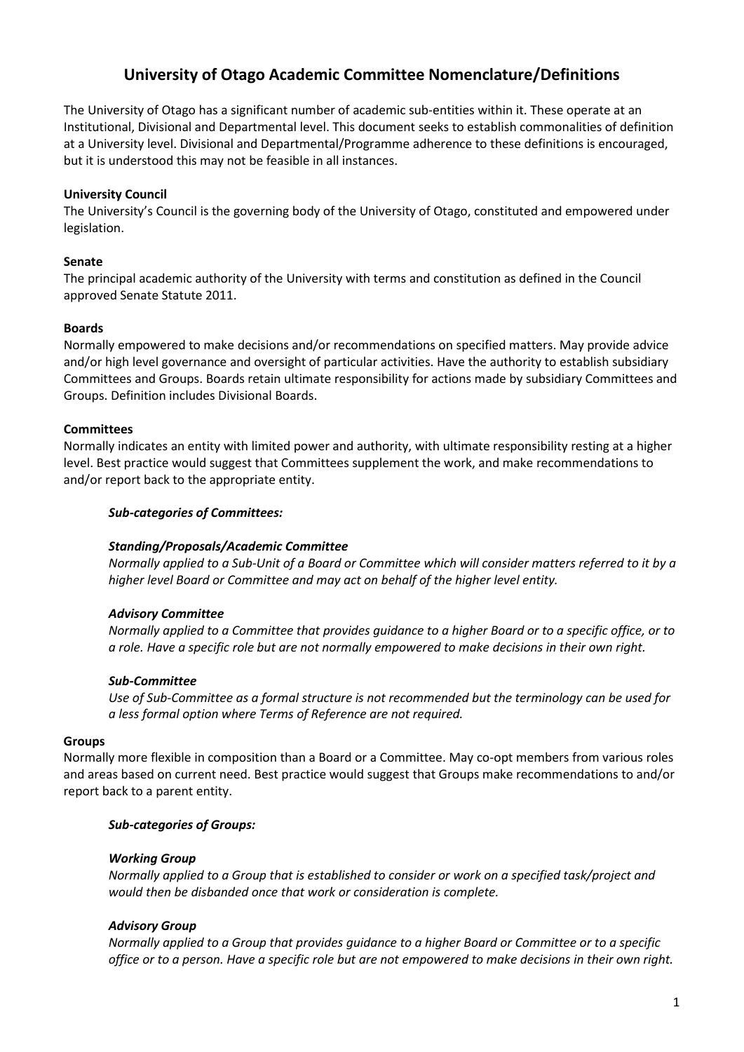# University of Otago Academic Committee Nomenclature/Definitions

The University of Otago has a significant number of academic sub-entities within it. These operate at an Institutional, Divisional and Departmental level. This document seeks to establish commonalities of definition at a University level. Divisional and Departmental/Programme adherence to these definitions is encouraged, but it is understood this may not be feasible in all instances.

**University Council**

The University's Council is the governing body of the University of Otago, constituted and empowered under legislation.

**Senate**

The principal academic authority of the University with terms and constitution as defined in the Council approved Senate Statute 2011.

**Boards**

Normally empowered to make decisions and/or recommendations on specified matters. May provide advice and/or high level governance and oversight of particular activities. Have the authority to establish subsidiary Committees and Groups. Boards retain ultimate responsibility for actions made by subsidiary Committees and Groups. Definition includes Divisional Boards.

**Committees**

Normally indicates an entity with limited power and authority, with ultimate responsibility resting at a higher level. Best practice would suggest that Committees supplement the work, and make recommendations to and/or report back to the appropriate entity.

> ***Sub-categories of Committees:***
>
> ***Standing/Proposals/Academic Committee***
>
> *Normally applied to a Sub-Unit of a Board or Committee which will consider matters referred to it by a higher level Board or Committee and may act on behalf of the higher level entity.*
>
> ***Advisory Committee***
>
> *Normally applied to a Committee that provides guidance to a higher Board or to a specific office, or to a role. Have a specific role but are not normally empowered to make decisions in their own right.*
>
> ***Sub-Committee***
>
> *Use of Sub-Committee as a formal structure is not recommended but the terminology can be used for a less formal option where Terms of Reference are not required.*

**Groups**

Normally more flexible in composition than a Board or a Committee. May co-opt members from various roles and areas based on current need. Best practice would suggest that Groups make recommendations to and/or report back to a parent entity.

> ***Sub-categories of Groups:***
>
> ***Working Group***
>
> *Normally applied to a Group that is established to consider or work on a specified task/project and would then be disbanded once that work or consideration is complete.*
>
> ***Advisory Group***
>
> *Normally applied to a Group that provides guidance to a higher Board or Committee or to a specific office or to a person. Have a specific role but are not empowered to make decisions in their own right.*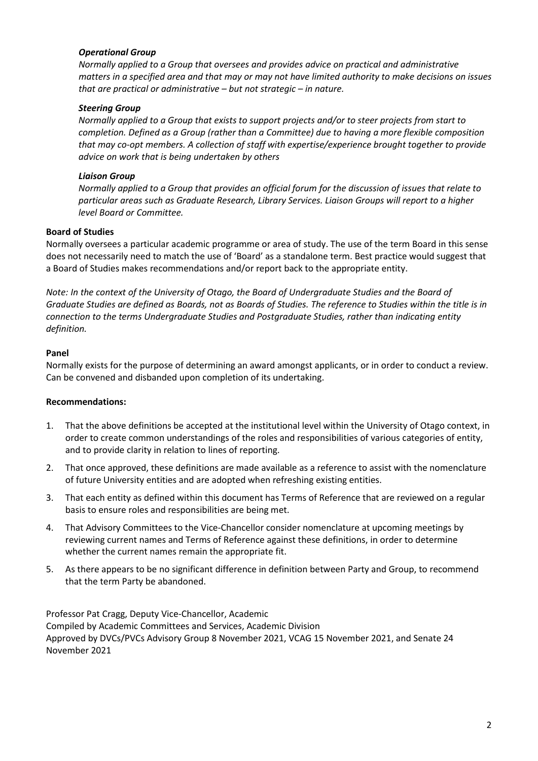***Operational Group***

*Normally applied to a Group that oversees and provides advice on practical and administrative matters in a specified area and that may or may not have limited authority to make decisions on issues that are practical or administrative – but not strategic – in nature.*

***Steering Group***

*Normally applied to a Group that exists to support projects and/or to steer projects from start to completion. Defined as a Group (rather than a Committee) due to having a more flexible composition that may co-opt members. A collection of staff with expertise/experience brought together to provide advice on work that is being undertaken by others*

***Liaison Group***

*Normally applied to a Group that provides an official forum for the discussion of issues that relate to particular areas such as Graduate Research, Library Services. Liaison Groups will report to a higher level Board or Committee.*

**Board of Studies**

Normally oversees a particular academic programme or area of study. The use of the term Board in this sense does not necessarily need to match the use of 'Board' as a standalone term. Best practice would suggest that a Board of Studies makes recommendations and/or report back to the appropriate entity.

*Note: In the context of the University of Otago, the Board of Undergraduate Studies and the Board of Graduate Studies are defined as Boards, not as Boards of Studies. The reference to Studies within the title is in connection to the terms Undergraduate Studies and Postgraduate Studies, rather than indicating entity definition.*

**Panel**

Normally exists for the purpose of determining an award amongst applicants, or in order to conduct a review. Can be convened and disbanded upon completion of its undertaking.

**Recommendations:**

1. That the above definitions be accepted at the institutional level within the University of Otago context, in order to create common understandings of the roles and responsibilities of various categories of entity, and to provide clarity in relation to lines of reporting.
2. That once approved, these definitions are made available as a reference to assist with the nomenclature of future University entities and are adopted when refreshing existing entities.
3. That each entity as defined within this document has Terms of Reference that are reviewed on a regular basis to ensure roles and responsibilities are being met.
4. That Advisory Committees to the Vice-Chancellor consider nomenclature at upcoming meetings by reviewing current names and Terms of Reference against these definitions, in order to determine whether the current names remain the appropriate fit.
5. As there appears to be no significant difference in definition between Party and Group, to recommend that the term Party be abandoned.

Professor Pat Cragg, Deputy Vice-Chancellor, Academic
Compiled by Academic Committees and Services, Academic Division
Approved by DVCs/PVCs Advisory Group 8 November 2021, VCAG 15 November 2021, and Senate 24 November 2021